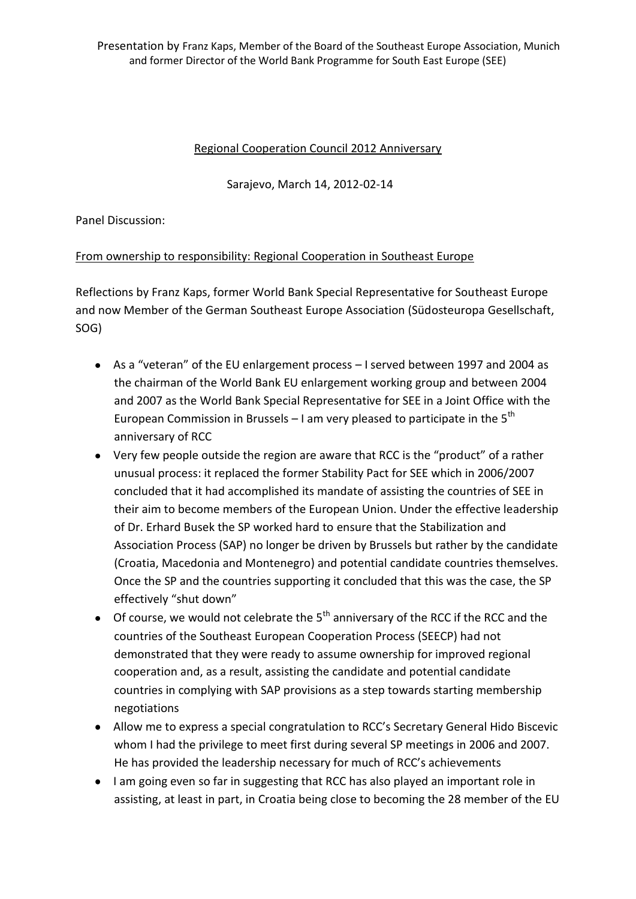Presentation by Franz Kaps, Member of the Board of the Southeast Europe Association, Munich and former Director of the World Bank Programme for South East Europe (SEE)

<u>Regional Cooperation Council 2012 Anniversary</u>

Sarajevo, March 14, 2012-02-14

Panel Discussion:

<u>From ownership to responsibility: Regional Cooperation in Southeast Europe</u>

Reflections by Franz Kaps, former World Bank Special Representative for Southeast Europe and now Member of the German Southeast Europe Association (Südosteuropa Gesellschaft, SOG)

- As a "veteran" of the EU enlargement process – I served between 1997 and 2004 as the chairman of the World Bank EU enlargement working group and between 2004 and 2007 as the World Bank Special Representative for SEE in a Joint Office with the European Commission in Brussels – I am very pleased to participate in the 5th anniversary of RCC
- Very few people outside the region are aware that RCC is the "product" of a rather unusual process: it replaced the former Stability Pact for SEE which in 2006/2007 concluded that it had accomplished its mandate of assisting the countries of SEE in their aim to become members of the European Union. Under the effective leadership of Dr. Erhard Busek the SP worked hard to ensure that the Stabilization and Association Process (SAP) no longer be driven by Brussels but rather by the candidate (Croatia, Macedonia and Montenegro) and potential candidate countries themselves. Once the SP and the countries supporting it concluded that this was the case, the SP effectively "shut down"
- Of course, we would not celebrate the 5th anniversary of the RCC if the RCC and the countries of the Southeast European Cooperation Process (SEECP) had not demonstrated that they were ready to assume ownership for improved regional cooperation and, as a result, assisting the candidate and potential candidate countries in complying with SAP provisions as a step towards starting membership negotiations
- Allow me to express a special congratulation to RCC's Secretary General Hido Biscevic whom I had the privilege to meet first during several SP meetings in 2006 and 2007. He has provided the leadership necessary for much of RCC's achievements
- I am going even so far in suggesting that RCC has also played an important role in assisting, at least in part, in Croatia being close to becoming the 28 member of the EU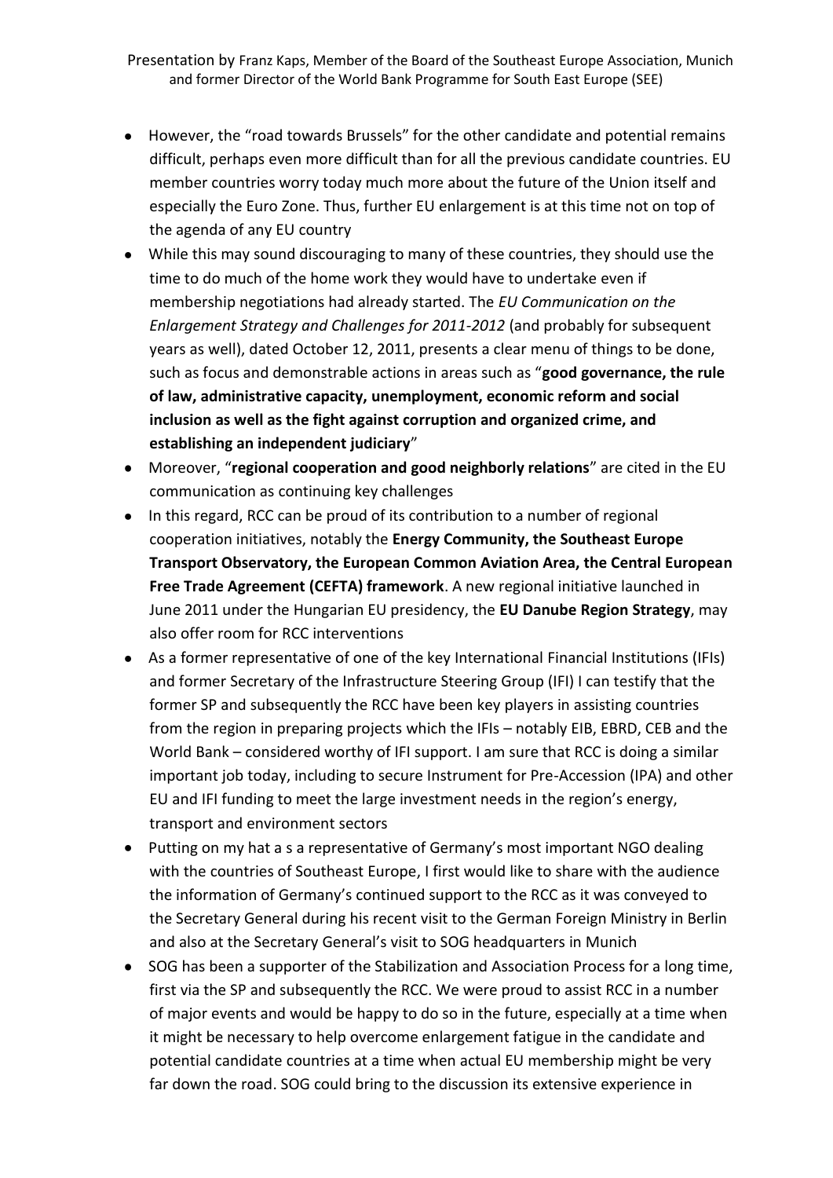- However, the "road towards Brussels" for the other candidate and potential remains difficult, perhaps even more difficult than for all the previous candidate countries. EU member countries worry today much more about the future of the Union itself and especially the Euro Zone. Thus, further EU enlargement is at this time not on top of the agenda of any EU country
- While this may sound discouraging to many of these countries, they should use the time to do much of the home work they would have to undertake even if membership negotiations had already started. The *EU Communication on the Enlargement Strategy and Challenges for 2011-2012* (and probably for subsequent years as well), dated October 12, 2011, presents a clear menu of things to be done, such as focus and demonstrable actions in areas such as "**good governance, the rule of law, administrative capacity, unemployment, economic reform and social inclusion as well as the fight against corruption and organized crime, and establishing an independent judiciary**"
- Moreover, "**regional cooperation and good neighborly relations**" are cited in the EU communication as continuing key challenges
- In this regard, RCC can be proud of its contribution to a number of regional cooperation initiatives, notably the **Energy Community, the Southeast Europe Transport Observatory, the European Common Aviation Area, the Central European Free Trade Agreement (CEFTA) framework**. A new regional initiative launched in June 2011 under the Hungarian EU presidency, the **EU Danube Region Strategy**, may also offer room for RCC interventions
- As a former representative of one of the key International Financial Institutions (IFIs) and former Secretary of the Infrastructure Steering Group (IFI) I can testify that the former SP and subsequently the RCC have been key players in assisting countries from the region in preparing projects which the IFIs – notably EIB, EBRD, CEB and the World Bank – considered worthy of IFI support. I am sure that RCC is doing a similar important job today, including to secure Instrument for Pre-Accession (IPA) and other EU and IFI funding to meet the large investment needs in the region's energy, transport and environment sectors
- Putting on my hat a s a representative of Germany's most important NGO dealing with the countries of Southeast Europe, I first would like to share with the audience the information of Germany's continued support to the RCC as it was conveyed to the Secretary General during his recent visit to the German Foreign Ministry in Berlin and also at the Secretary General's visit to SOG headquarters in Munich
- SOG has been a supporter of the Stabilization and Association Process for a long time, first via the SP and subsequently the RCC. We were proud to assist RCC in a number of major events and would be happy to do so in the future, especially at a time when it might be necessary to help overcome enlargement fatigue in the candidate and potential candidate countries at a time when actual EU membership might be very far down the road. SOG could bring to the discussion its extensive experience in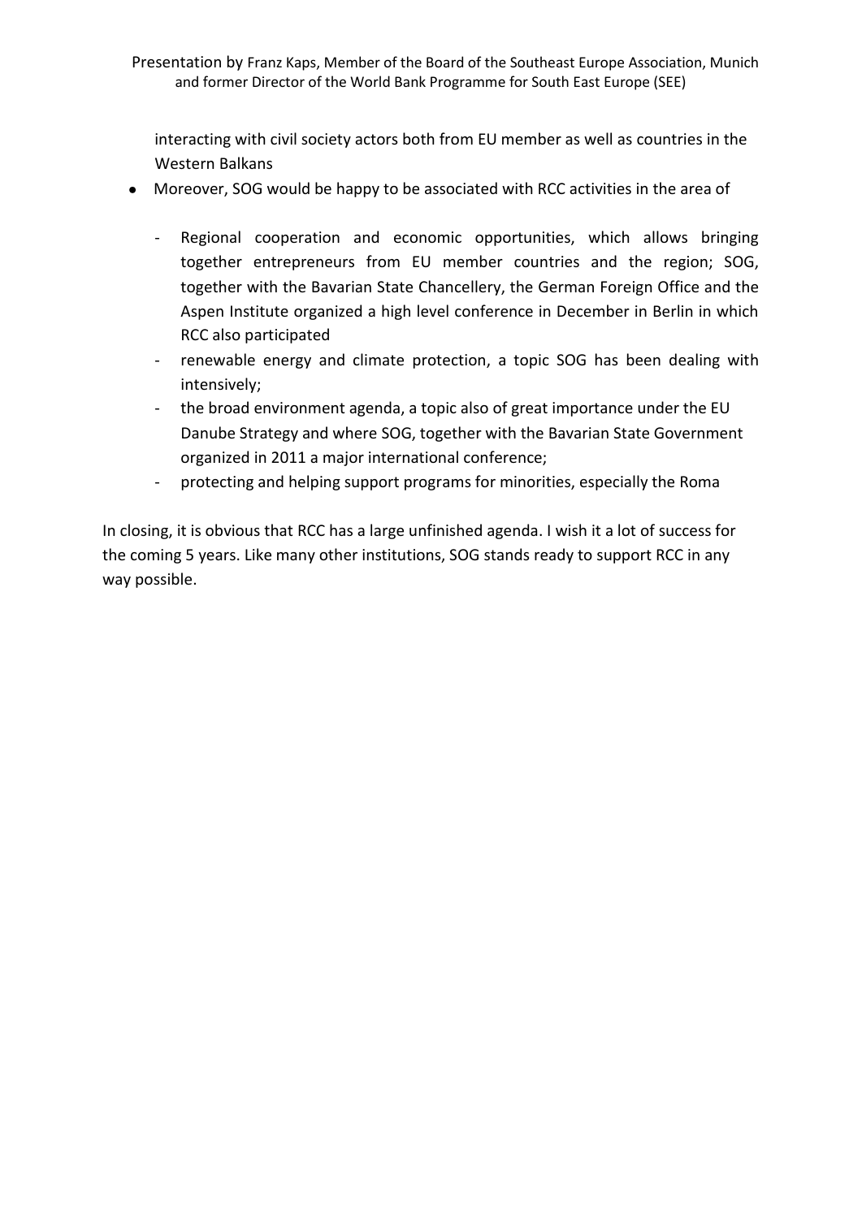interacting with civil society actors both from EU member as well as countries in the Western Balkans

- Moreover, SOG would be happy to be associated with RCC activities in the area of
    - Regional cooperation and economic opportunities, which allows bringing together entrepreneurs from EU member countries and the region; SOG, together with the Bavarian State Chancellery, the German Foreign Office and the Aspen Institute organized a high level conference in December in Berlin in which RCC also participated
    - renewable energy and climate protection, a topic SOG has been dealing with intensively;
    - the broad environment agenda, a topic also of great importance under the EU Danube Strategy and where SOG, together with the Bavarian State Government organized in 2011 a major international conference;
    - protecting and helping support programs for minorities, especially the Roma

In closing, it is obvious that RCC has a large unfinished agenda. I wish it a lot of success for the coming 5 years. Like many other institutions, SOG stands ready to support RCC in any way possible.